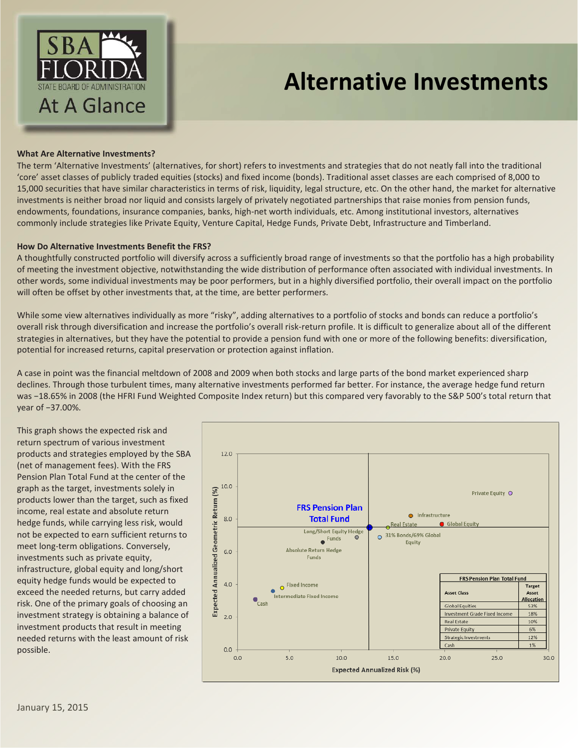# Alternative Investments

SBA FLORIDA STATE BOARD OF ADMINISTRATION

At A Glance

**What Are Alternative Investments?**

The term 'Alternative Investments' (alternatives, for short) refers to investments and strategies that do not neatly fall into the traditional 'core' asset classes of publicly traded equities (stocks) and fixed income (bonds). Traditional asset classes are each comprised of 8,000 to 15,000 securities that have similar characteristics in terms of risk, liquidity, legal structure, etc. On the other hand, the market for alternative investments is neither broad nor liquid and consists largely of privately negotiated partnerships that raise monies from pension funds, endowments, foundations, insurance companies, banks, high-net worth individuals, etc. Among institutional investors, alternatives commonly include strategies like Private Equity, Venture Capital, Hedge Funds, Private Debt, Infrastructure and Timberland.

**How Do Alternative Investments Benefit the FRS?**

A thoughtfully constructed portfolio will diversify across a sufficiently broad range of investments so that the portfolio has a high probability of meeting the investment objective, notwithstanding the wide distribution of performance often associated with individual investments. In other words, some individual investments may be poor performers, but in a highly diversified portfolio, their overall impact on the portfolio will often be offset by other investments that, at the time, are better performers.

While some view alternatives individually as more "risky", adding alternatives to a portfolio of stocks and bonds can reduce a portfolio's overall risk through diversification and increase the portfolio's overall risk-return profile. It is difficult to generalize about all of the different strategies in alternatives, but they have the potential to provide a pension fund with one or more of the following benefits: diversification, potential for increased returns, capital preservation or protection against inflation.

A case in point was the financial meltdown of 2008 and 2009 when both stocks and large parts of the bond market experienced sharp declines. Through those turbulent times, many alternative investments performed far better. For instance, the average hedge fund return was −18.65% in 2008 (the HFRI Fund Weighted Composite Index return) but this compared very favorably to the S&P 500's total return that year of −37.00%.

This graph shows the expected risk and return spectrum of various investment products and strategies employed by the SBA (net of management fees). With the FRS Pension Plan Total Fund at the center of the graph as the target, investments solely in products lower than the target, such as fixed income, real estate and absolute return hedge funds, while carrying less risk, would not be expected to earn sufficient returns to meet long-term obligations. Conversely, investments such as private equity, infrastructure, global equity and long/short equity hedge funds would be expected to exceed the needed returns, but carry added risk. One of the primary goals of choosing an investment strategy is obtaining a balance of investment products that result in meeting needed returns with the least amount of risk possible.

| FRS Pension Plan Total Fund | |
|---|---|
| Asset Class | Target Asset Allocation |
| Global Equities | 53% |
| Investment Grade Fixed Income | 18% |
| Real Estate | 10% |
| Private Equity | 6% |
| Strategic Investments | 12% |
| Cash | 1% |

January 15, 2015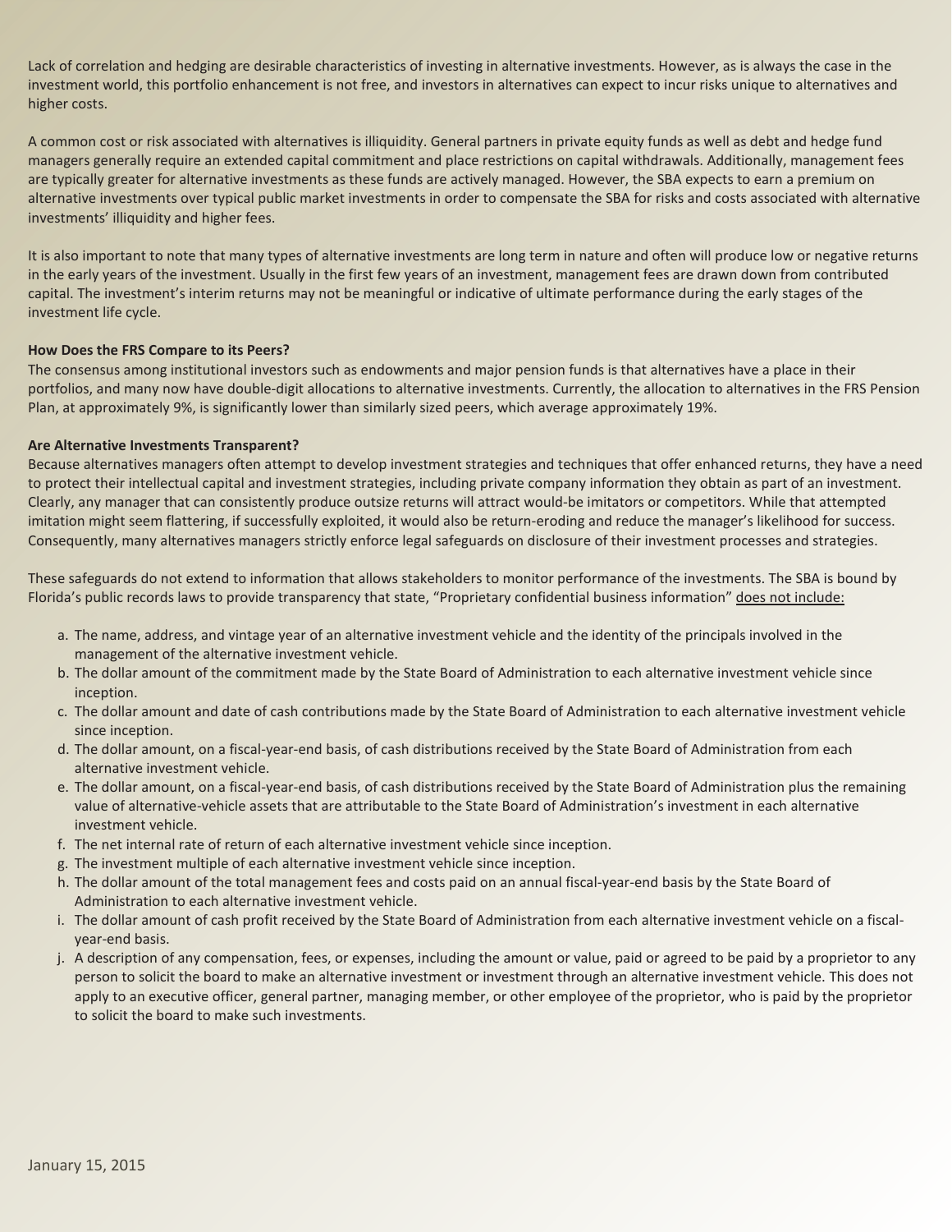Lack of correlation and hedging are desirable characteristics of investing in alternative investments. However, as is always the case in the investment world, this portfolio enhancement is not free, and investors in alternatives can expect to incur risks unique to alternatives and higher costs.

A common cost or risk associated with alternatives is illiquidity. General partners in private equity funds as well as debt and hedge fund managers generally require an extended capital commitment and place restrictions on capital withdrawals. Additionally, management fees are typically greater for alternative investments as these funds are actively managed. However, the SBA expects to earn a premium on alternative investments over typical public market investments in order to compensate the SBA for risks and costs associated with alternative investments' illiquidity and higher fees.

It is also important to note that many types of alternative investments are long term in nature and often will produce low or negative returns in the early years of the investment. Usually in the first few years of an investment, management fees are drawn down from contributed capital. The investment's interim returns may not be meaningful or indicative of ultimate performance during the early stages of the investment life cycle.

**How Does the FRS Compare to its Peers?**

The consensus among institutional investors such as endowments and major pension funds is that alternatives have a place in their portfolios, and many now have double-digit allocations to alternative investments. Currently, the allocation to alternatives in the FRS Pension Plan, at approximately 9%, is significantly lower than similarly sized peers, which average approximately 19%.

**Are Alternative Investments Transparent?**

Because alternatives managers often attempt to develop investment strategies and techniques that offer enhanced returns, they have a need to protect their intellectual capital and investment strategies, including private company information they obtain as part of an investment. Clearly, any manager that can consistently produce outsize returns will attract would-be imitators or competitors. While that attempted imitation might seem flattering, if successfully exploited, it would also be return-eroding and reduce the manager's likelihood for success. Consequently, many alternatives managers strictly enforce legal safeguards on disclosure of their investment processes and strategies.

These safeguards do not extend to information that allows stakeholders to monitor performance of the investments. The SBA is bound by Florida's public records laws to provide transparency that state, "Proprietary confidential business information" <u>does not include:</u>

a. The name, address, and vintage year of an alternative investment vehicle and the identity of the principals involved in the management of the alternative investment vehicle.
b. The dollar amount of the commitment made by the State Board of Administration to each alternative investment vehicle since inception.
c. The dollar amount and date of cash contributions made by the State Board of Administration to each alternative investment vehicle since inception.
d. The dollar amount, on a fiscal-year-end basis, of cash distributions received by the State Board of Administration from each alternative investment vehicle.
e. The dollar amount, on a fiscal-year-end basis, of cash distributions received by the State Board of Administration plus the remaining value of alternative-vehicle assets that are attributable to the State Board of Administration's investment in each alternative investment vehicle.
f. The net internal rate of return of each alternative investment vehicle since inception.
g. The investment multiple of each alternative investment vehicle since inception.
h. The dollar amount of the total management fees and costs paid on an annual fiscal-year-end basis by the State Board of Administration to each alternative investment vehicle.
i. The dollar amount of cash profit received by the State Board of Administration from each alternative investment vehicle on a fiscal-year-end basis.
j. A description of any compensation, fees, or expenses, including the amount or value, paid or agreed to be paid by a proprietor to any person to solicit the board to make an alternative investment or investment through an alternative investment vehicle. This does not apply to an executive officer, general partner, managing member, or other employee of the proprietor, who is paid by the proprietor to solicit the board to make such investments.

January 15, 2015